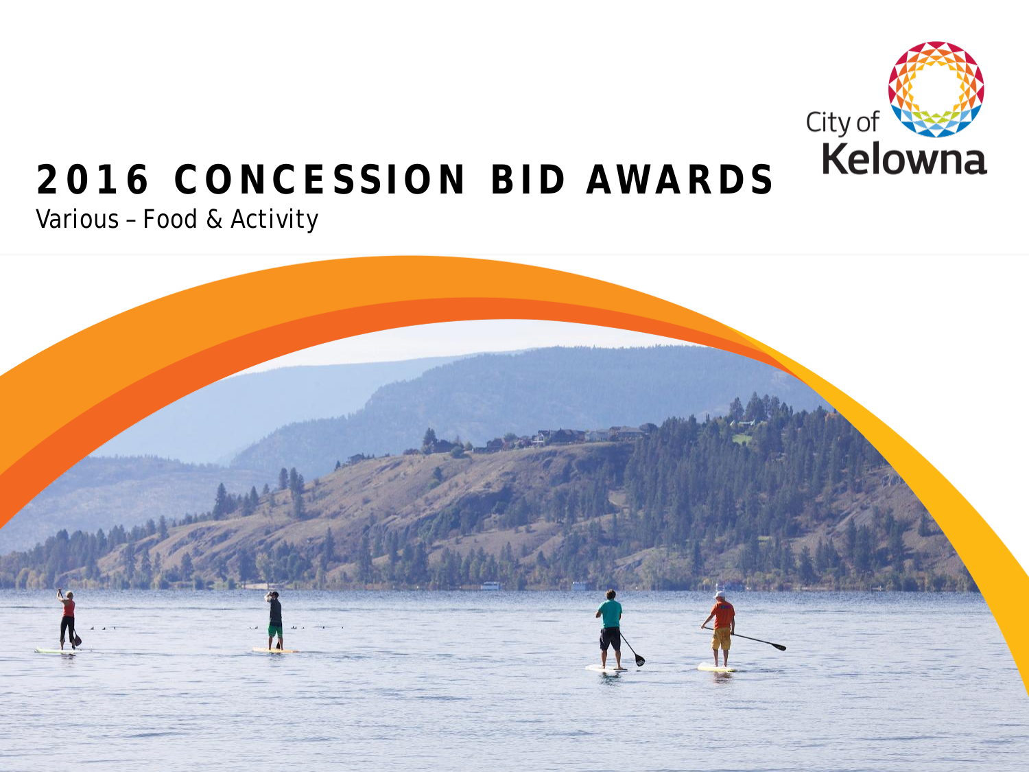# 2016 CONCESSION BID AWARDS

Various – Food & Activity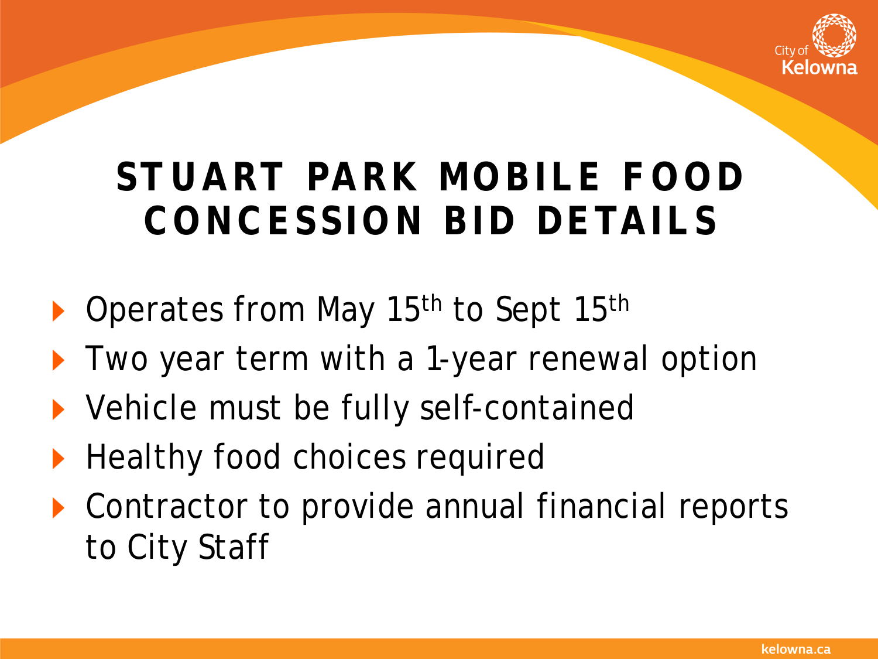# STUART PARK MOBILE FOOD CONCESSION BID DETAILS

- Operates from May 15th to Sept 15th
- Two year term with a 1-year renewal option
- Vehicle must be fully self-contained
- Healthy food choices required
- Contractor to provide annual financial reports to City Staff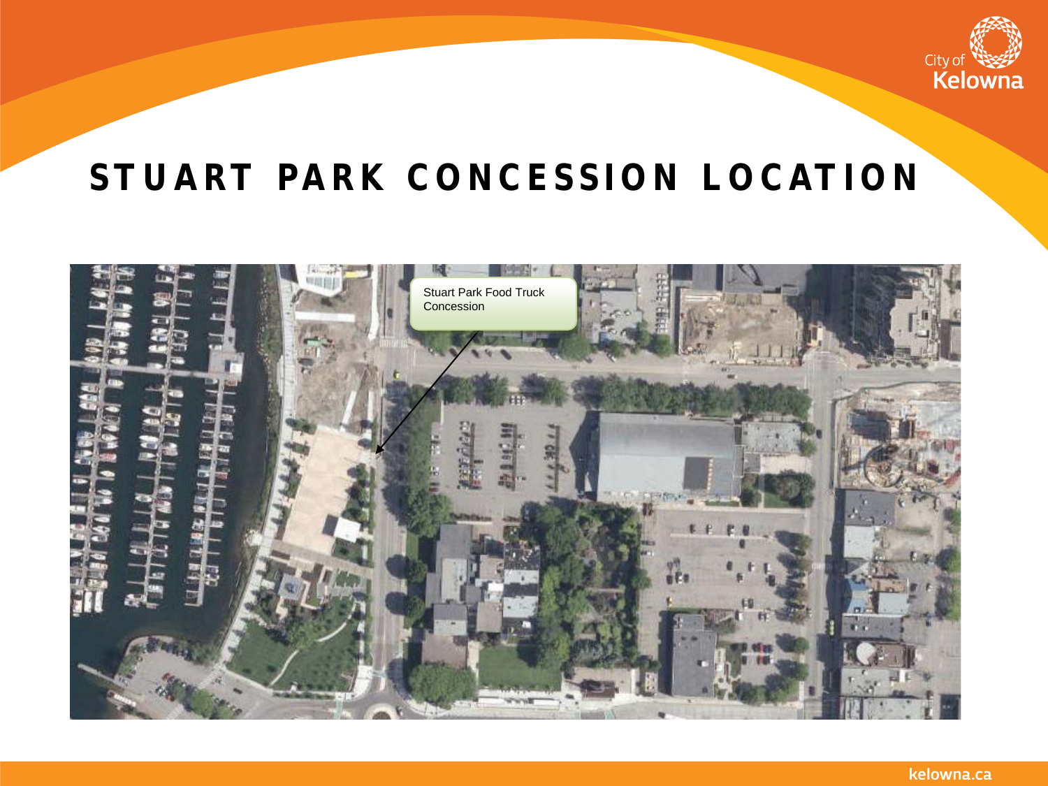# STUART PARK CONCESSION LOCATION

Stuart Park Food Truck Concession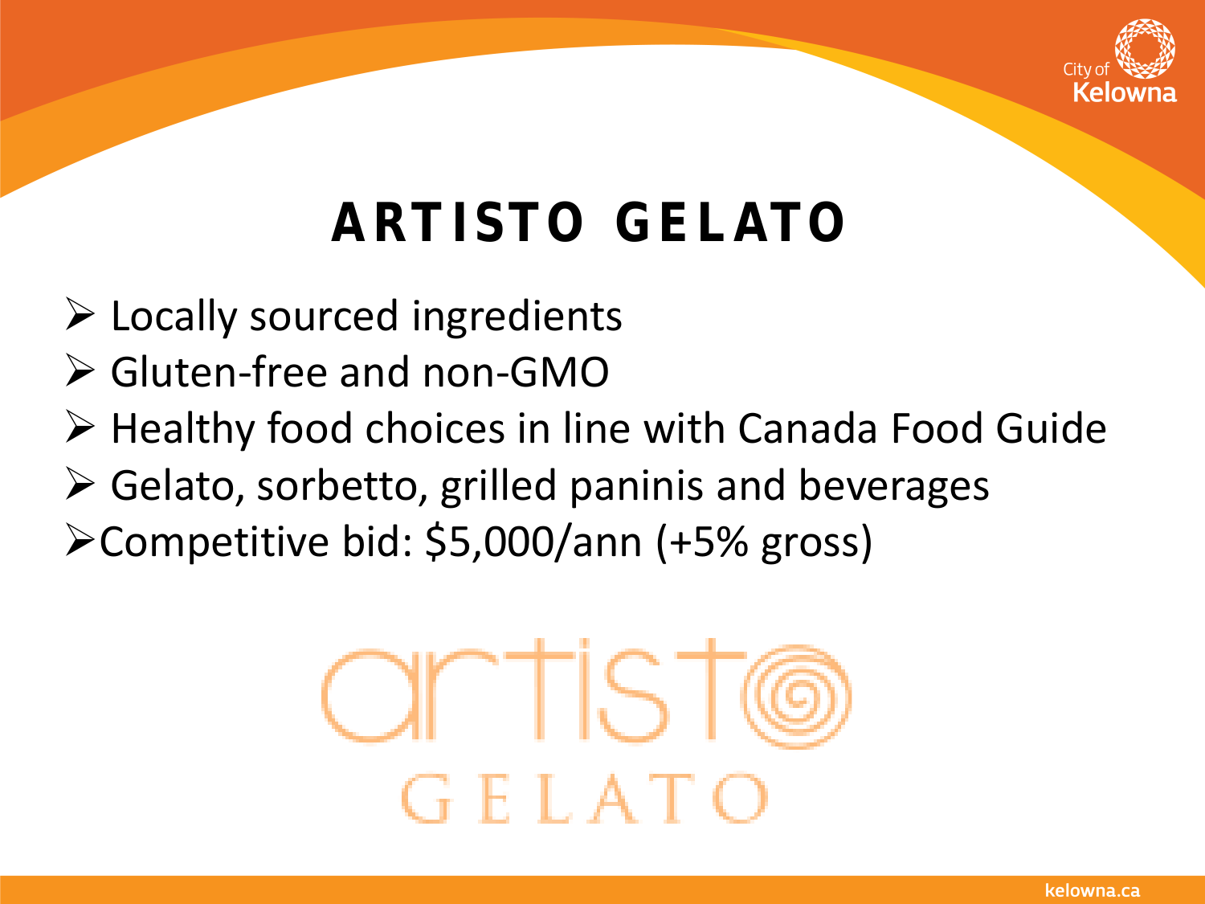# ARTISTO GELATO

- Locally sourced ingredients
- Gluten-free and non-GMO
- Healthy food choices in line with Canada Food Guide
- Gelato, sorbetto, grilled paninis and beverages
- Competitive bid: $5,000/ann (+5% gross)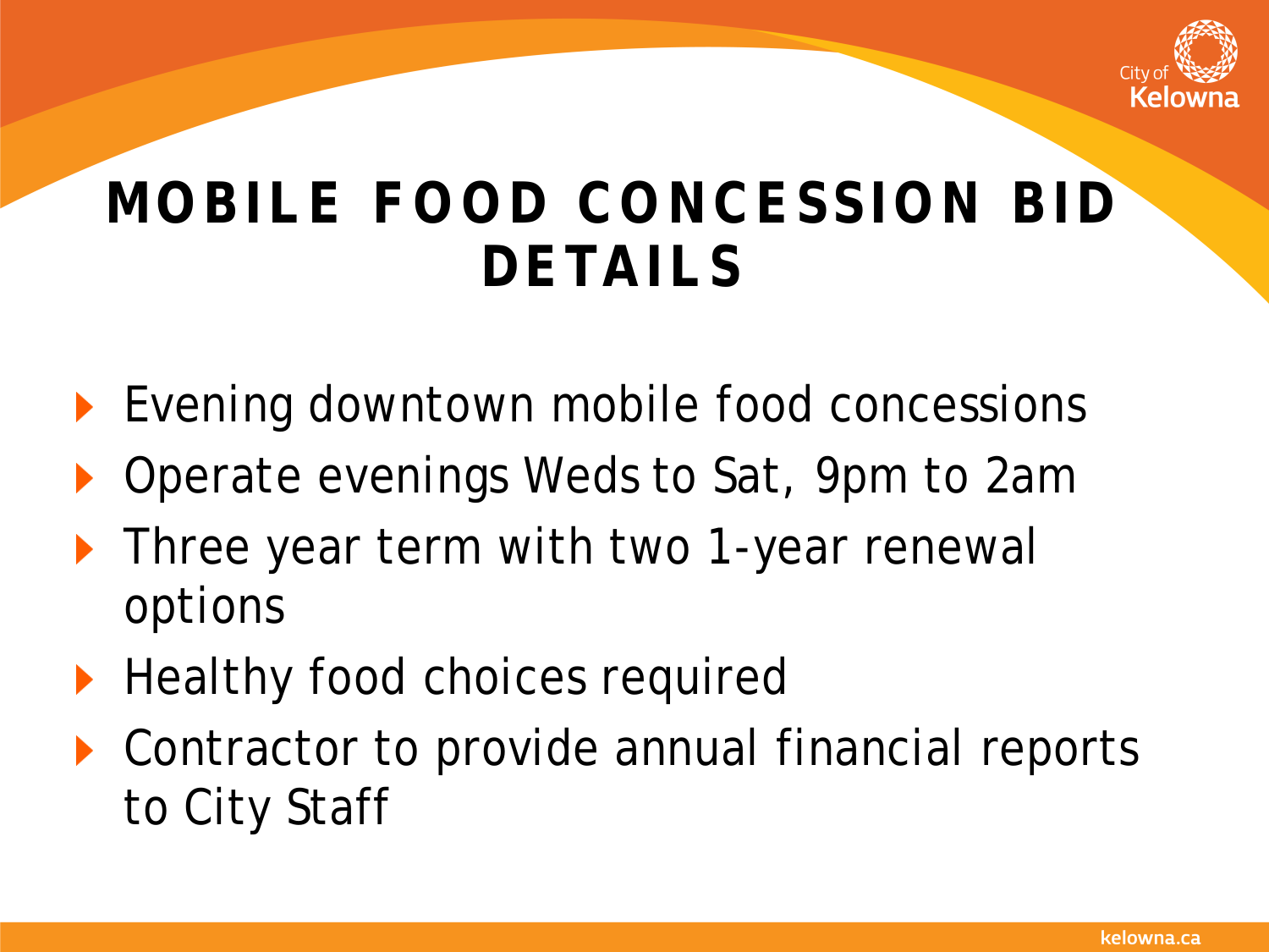# MOBILE FOOD CONCESSION BID DETAILS

- Evening downtown mobile food concessions
- Operate evenings Weds to Sat, 9pm to 2am
- Three year term with two 1-year renewal options
- Healthy food choices required
- Contractor to provide annual financial reports to City Staff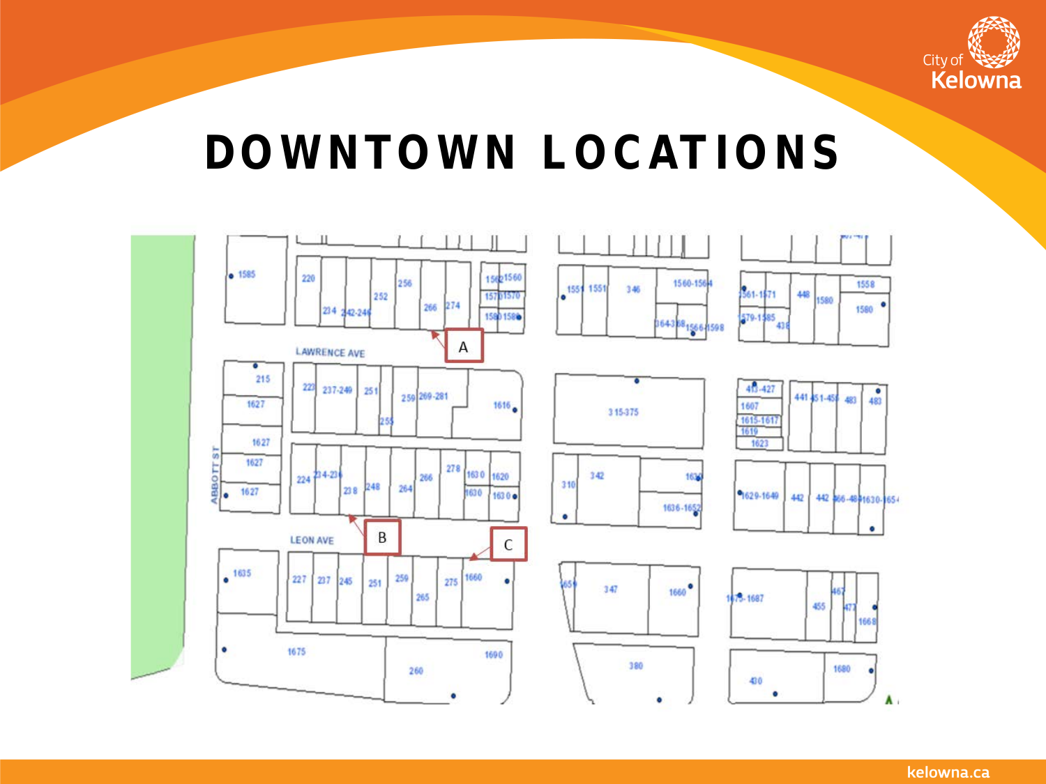# DOWNTOWN LOCATIONS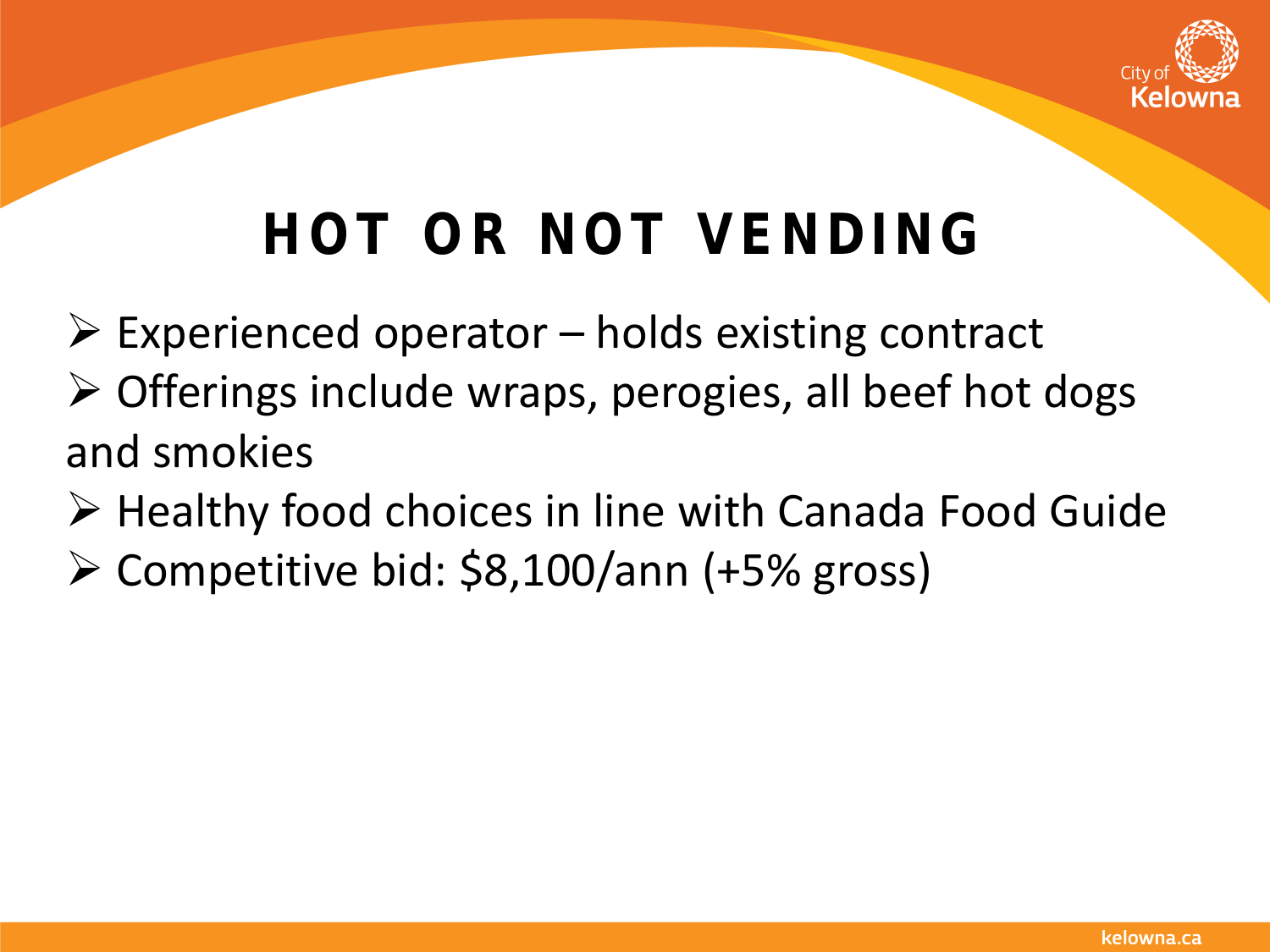# HOT OR NOT VENDING

- Experienced operator – holds existing contract
- Offerings include wraps, perogies, all beef hot dogs and smokies
- Healthy food choices in line with Canada Food Guide
- Competitive bid: $8,100/ann (+5% gross)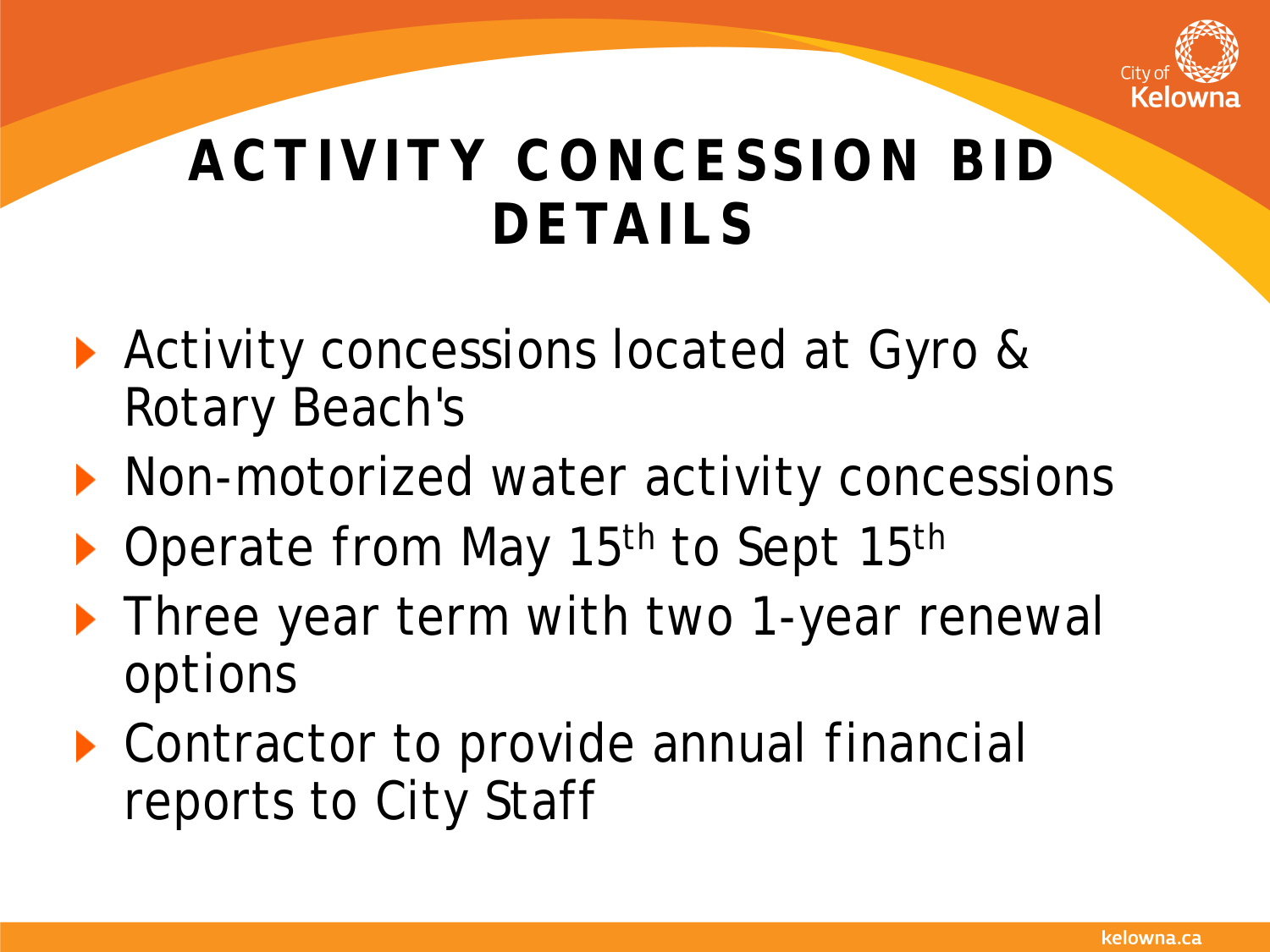# ACTIVITY CONCESSION BID DETAILS

- Activity concessions located at Gyro & Rotary Beach's
- Non-motorized water activity concessions
- Operate from May 15th to Sept 15th
- Three year term with two 1-year renewal options
- Contractor to provide annual financial reports to City Staff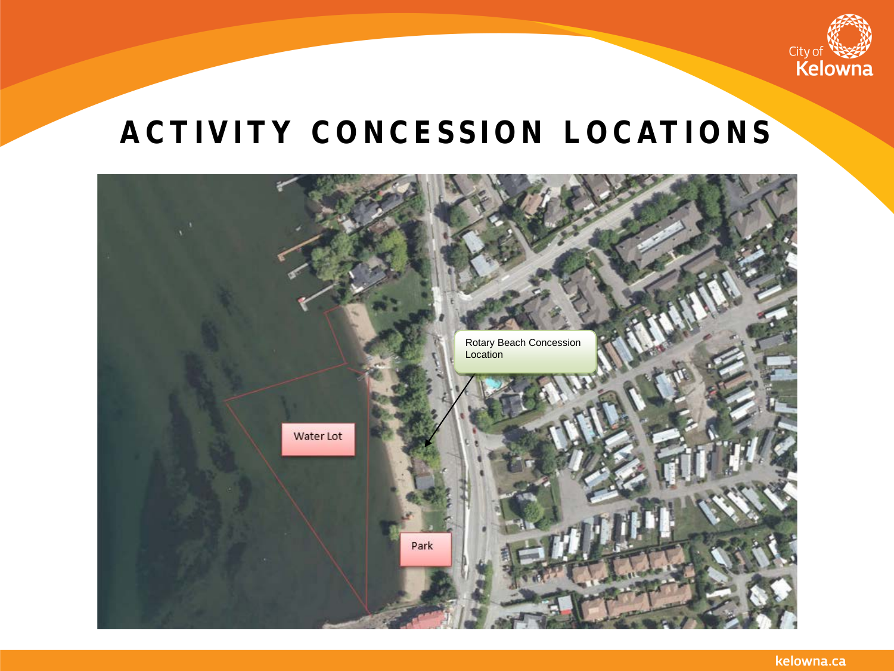# ACTIVITY CONCESSION LOCATIONS

Rotary Beach Concession Location

Water Lot

Park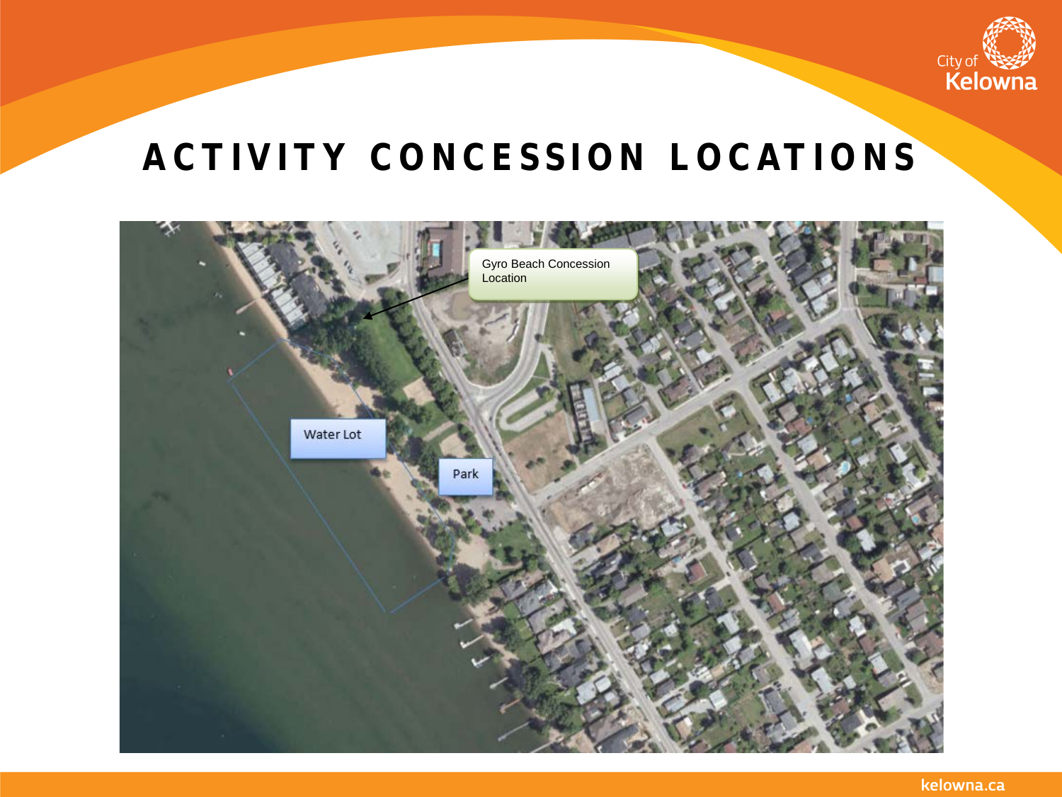# ACTIVITY CONCESSION LOCATIONS

Gyro Beach Concession Location

Water Lot

Park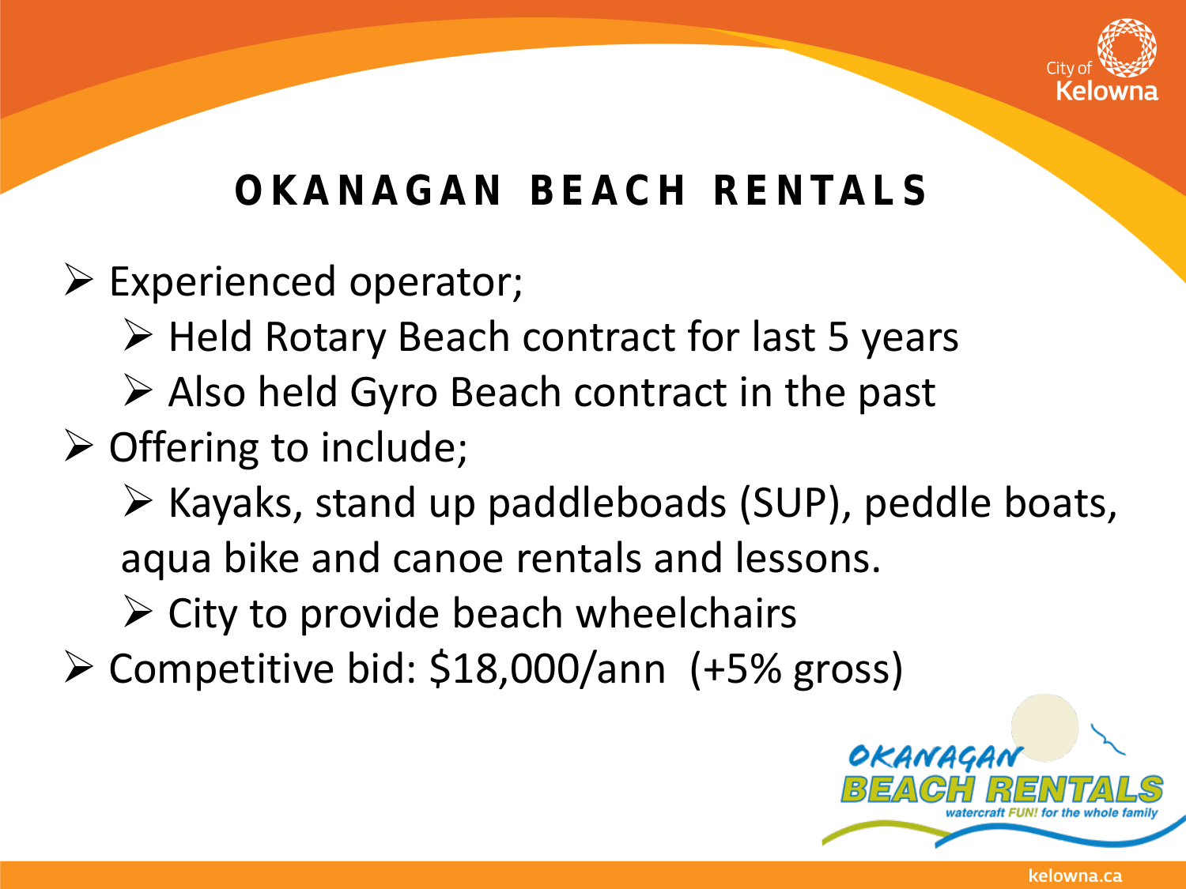# OKANAGAN BEACH RENTALS

- Experienced operator;
  - Held Rotary Beach contract for last 5 years
  - Also held Gyro Beach contract in the past
- Offering to include;
  - Kayaks, stand up paddleboads (SUP), peddle boats, aqua bike and canoe rentals and lessons.
  - City to provide beach wheelchairs
- Competitive bid: $18,000/ann (+5% gross)